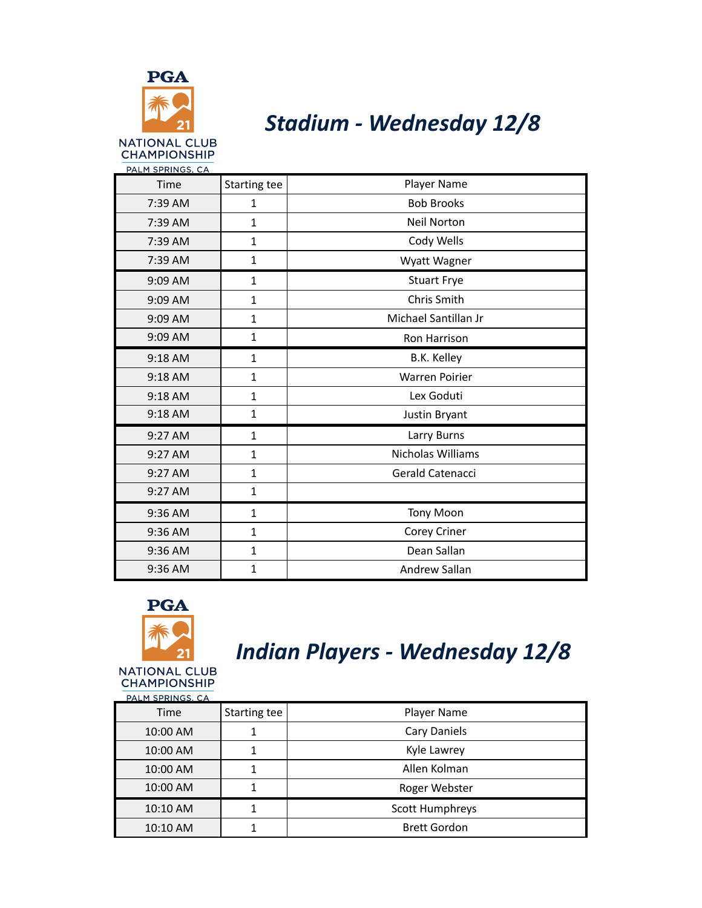PGA

21

NATIONAL CLUB CHAMPIONSHIP

PALM SPRINGS, CA

# *Stadium - Wednesday 12/8*

| Time | Starting tee | Player Name |
|---|---|---|
| 7:39 AM | 1 | Bob Brooks |
| 7:39 AM | 1 | Neil Norton |
| 7:39 AM | 1 | Cody Wells |
| 7:39 AM | 1 | Wyatt Wagner |
| 9:09 AM | 1 | Stuart Frye |
| 9:09 AM | 1 | Chris Smith |
| 9:09 AM | 1 | Michael Santillan Jr |
| 9:09 AM | 1 | Ron Harrison |
| 9:18 AM | 1 | B.K. Kelley |
| 9:18 AM | 1 | Warren Poirier |
| 9:18 AM | 1 | Lex Goduti |
| 9:18 AM | 1 | Justin Bryant |
| 9:27 AM | 1 | Larry Burns |
| 9:27 AM | 1 | Nicholas Williams |
| 9:27 AM | 1 | Gerald Catenacci |
| 9:27 AM | 1 | |
| 9:36 AM | 1 | Tony Moon |
| 9:36 AM | 1 | Corey Criner |
| 9:36 AM | 1 | Dean Sallan |
| 9:36 AM | 1 | Andrew Sallan |

PGA

21

NATIONAL CLUB CHAMPIONSHIP

PALM SPRINGS, CA

# *Indian Players - Wednesday 12/8*

| Time | Starting tee | Player Name |
|---|---|---|
| 10:00 AM | 1 | Cary Daniels |
| 10:00 AM | 1 | Kyle Lawrey |
| 10:00 AM | 1 | Allen Kolman |
| 10:00 AM | 1 | Roger Webster |
| 10:10 AM | 1 | Scott Humphreys |
| 10:10 AM | 1 | Brett Gordon |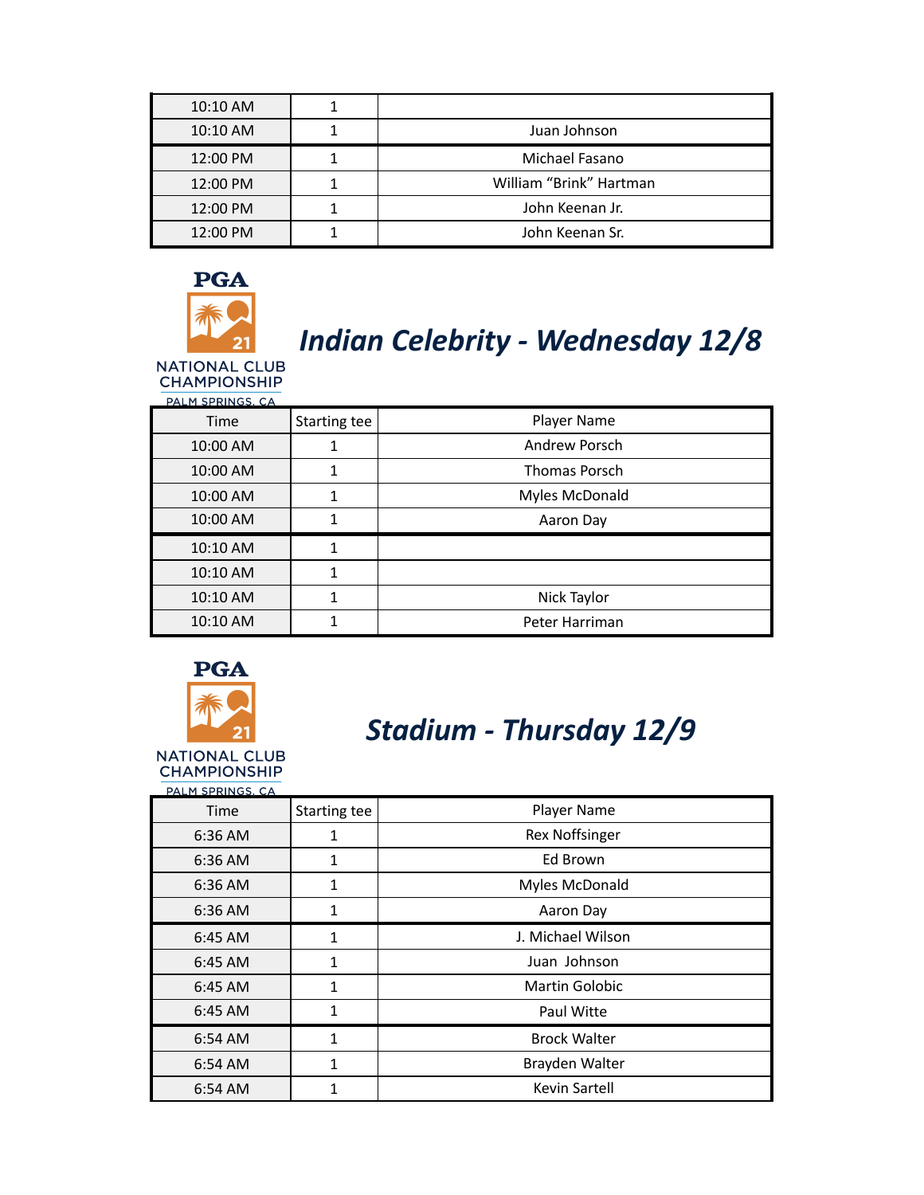| | | |
|---|---|---|
| 10:10 AM | 1 | |
| 10:10 AM | 1 | Juan Johnson |
| 12:00 PM | 1 | Michael Fasano |
| 12:00 PM | 1 | William “Brink” Hartman |
| 12:00 PM | 1 | John Keenan Jr. |
| 12:00 PM | 1 | John Keenan Sr. |

PGA 21 NATIONAL CLUB CHAMPIONSHIP PALM SPRINGS, CA

## *Indian Celebrity - Wednesday 12/8*

| Time | Starting tee | Player Name |
|---|---|---|
| 10:00 AM | 1 | Andrew Porsch |
| 10:00 AM | 1 | Thomas Porsch |
| 10:00 AM | 1 | Myles McDonald |
| 10:00 AM | 1 | Aaron Day |
| 10:10 AM | 1 | |
| 10:10 AM | 1 | |
| 10:10 AM | 1 | Nick Taylor |
| 10:10 AM | 1 | Peter Harriman |

PGA 21 NATIONAL CLUB CHAMPIONSHIP PALM SPRINGS, CA

## *Stadium - Thursday 12/9*

| Time | Starting tee | Player Name |
|---|---|---|
| 6:36 AM | 1 | Rex Noffsinger |
| 6:36 AM | 1 | Ed Brown |
| 6:36 AM | 1 | Myles McDonald |
| 6:36 AM | 1 | Aaron Day |
| 6:45 AM | 1 | J. Michael Wilson |
| 6:45 AM | 1 | Juan Johnson |
| 6:45 AM | 1 | Martin Golobic |
| 6:45 AM | 1 | Paul Witte |
| 6:54 AM | 1 | Brock Walter |
| 6:54 AM | 1 | Brayden Walter |
| 6:54 AM | 1 | Kevin Sartell |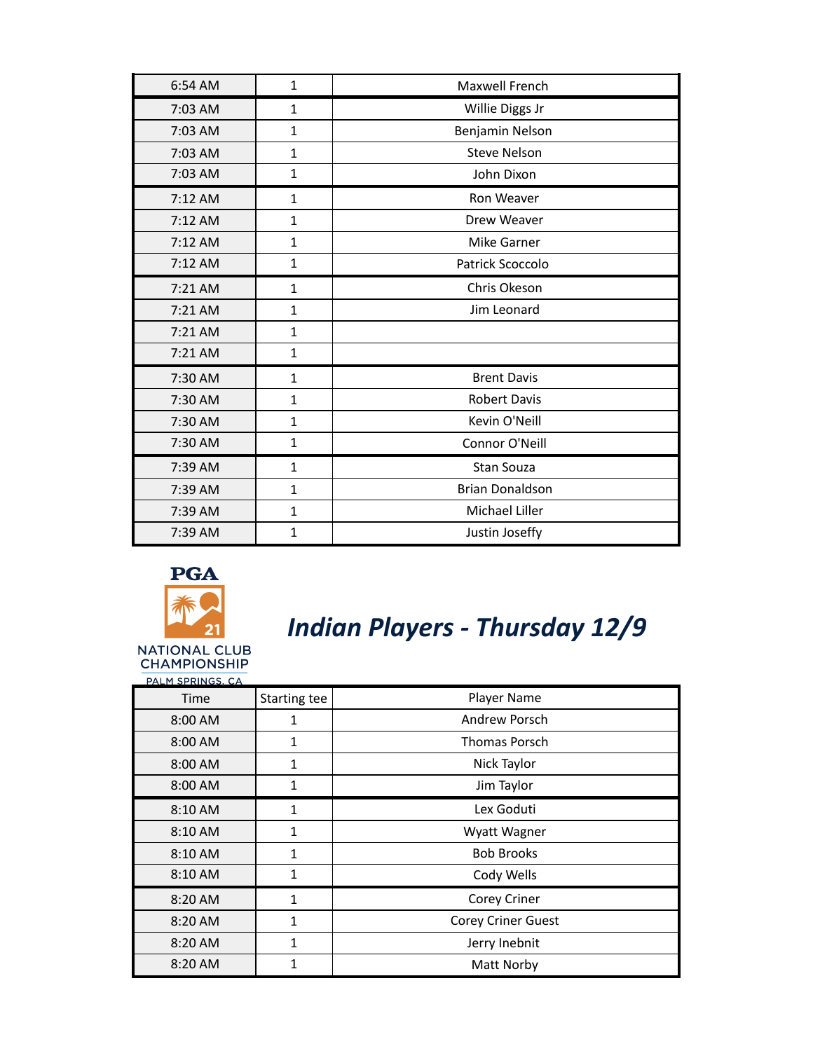| | | |
|---|---|---|
| 6:54 AM | 1 | Maxwell French |
| 7:03 AM | 1 | Willie Diggs Jr |
| 7:03 AM | 1 | Benjamin Nelson |
| 7:03 AM | 1 | Steve Nelson |
| 7:03 AM | 1 | John Dixon |
| 7:12 AM | 1 | Ron Weaver |
| 7:12 AM | 1 | Drew Weaver |
| 7:12 AM | 1 | Mike Garner |
| 7:12 AM | 1 | Patrick Scoccolo |
| 7:21 AM | 1 | Chris Okeson |
| 7:21 AM | 1 | Jim Leonard |
| 7:21 AM | 1 | |
| 7:21 AM | 1 | |
| 7:30 AM | 1 | Brent Davis |
| 7:30 AM | 1 | Robert Davis |
| 7:30 AM | 1 | Kevin O'Neill |
| 7:30 AM | 1 | Connor O'Neill |
| 7:39 AM | 1 | Stan Souza |
| 7:39 AM | 1 | Brian Donaldson |
| 7:39 AM | 1 | Michael Liller |
| 7:39 AM | 1 | Justin Joseffy |

PGA 21 NATIONAL CLUB CHAMPIONSHIP PALM SPRINGS, CA

# *Indian Players - Thursday 12/9*

| Time | Starting tee | Player Name |
|---|---|---|
| 8:00 AM | 1 | Andrew Porsch |
| 8:00 AM | 1 | Thomas Porsch |
| 8:00 AM | 1 | Nick Taylor |
| 8:00 AM | 1 | Jim Taylor |
| 8:10 AM | 1 | Lex Goduti |
| 8:10 AM | 1 | Wyatt Wagner |
| 8:10 AM | 1 | Bob Brooks |
| 8:10 AM | 1 | Cody Wells |
| 8:20 AM | 1 | Corey Criner |
| 8:20 AM | 1 | Corey Criner Guest |
| 8:20 AM | 1 | Jerry Inebnit |
| 8:20 AM | 1 | Matt Norby |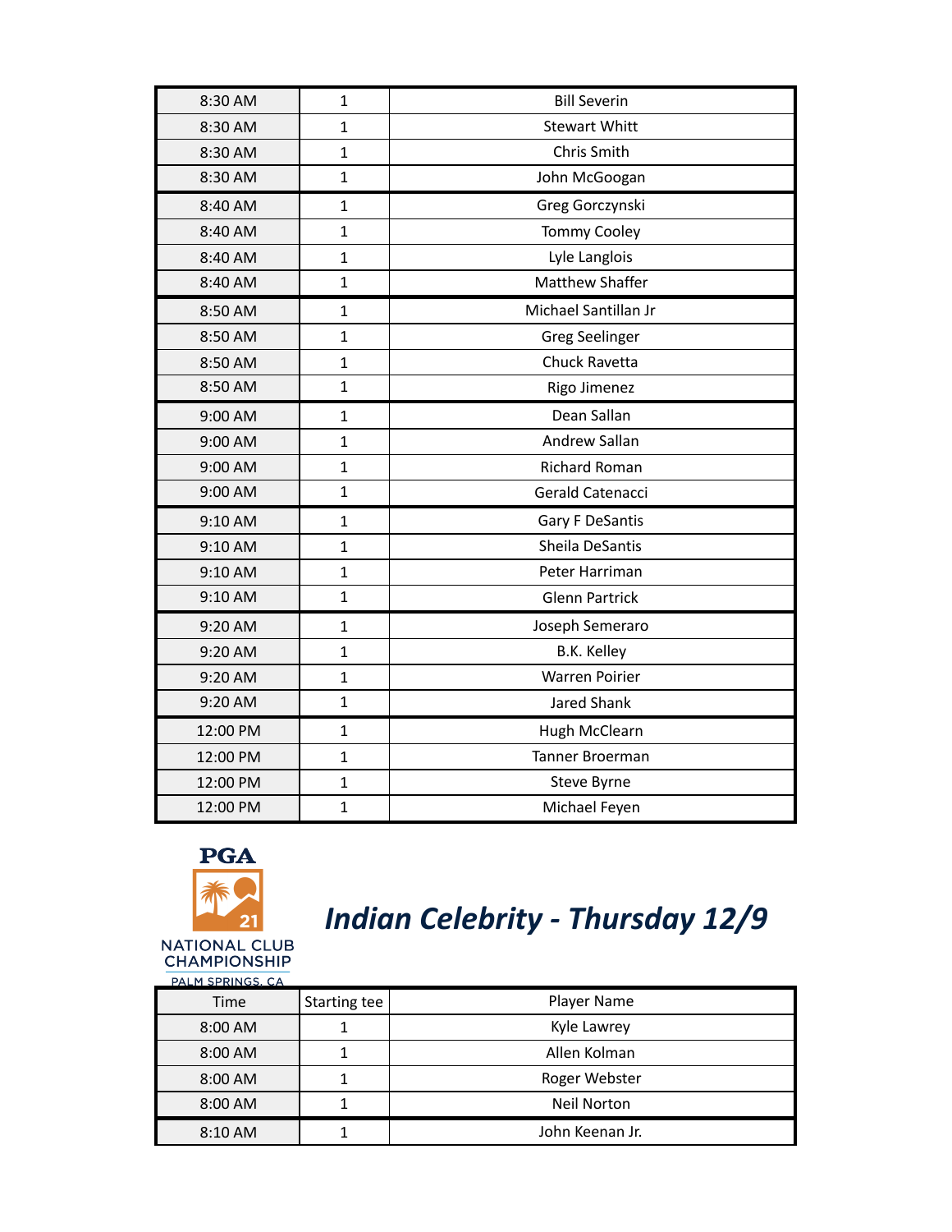| | | |
|---|---|---|
| 8:30 AM | 1 | Bill Severin |
| 8:30 AM | 1 | Stewart Whitt |
| 8:30 AM | 1 | Chris Smith |
| 8:30 AM | 1 | John McGoogan |
| 8:40 AM | 1 | Greg Gorczynski |
| 8:40 AM | 1 | Tommy Cooley |
| 8:40 AM | 1 | Lyle Langlois |
| 8:40 AM | 1 | Matthew Shaffer |
| 8:50 AM | 1 | Michael Santillan Jr |
| 8:50 AM | 1 | Greg Seelinger |
| 8:50 AM | 1 | Chuck Ravetta |
| 8:50 AM | 1 | Rigo Jimenez |
| 9:00 AM | 1 | Dean Sallan |
| 9:00 AM | 1 | Andrew Sallan |
| 9:00 AM | 1 | Richard Roman |
| 9:00 AM | 1 | Gerald Catenacci |
| 9:10 AM | 1 | Gary F DeSantis |
| 9:10 AM | 1 | Sheila DeSantis |
| 9:10 AM | 1 | Peter Harriman |
| 9:10 AM | 1 | Glenn Partrick |
| 9:20 AM | 1 | Joseph Semeraro |
| 9:20 AM | 1 | B.K. Kelley |
| 9:20 AM | 1 | Warren Poirier |
| 9:20 AM | 1 | Jared Shank |
| 12:00 PM | 1 | Hugh McClearn |
| 12:00 PM | 1 | Tanner Broerman |
| 12:00 PM | 1 | Steve Byrne |
| 12:00 PM | 1 | Michael Feyen |

PGA 21 NATIONAL CLUB CHAMPIONSHIP PALM SPRINGS, CA

## *Indian Celebrity - Thursday 12/9*

| Time | Starting tee | Player Name |
|---|---|---|
| 8:00 AM | 1 | Kyle Lawrey |
| 8:00 AM | 1 | Allen Kolman |
| 8:00 AM | 1 | Roger Webster |
| 8:00 AM | 1 | Neil Norton |
| 8:10 AM | 1 | John Keenan Jr. |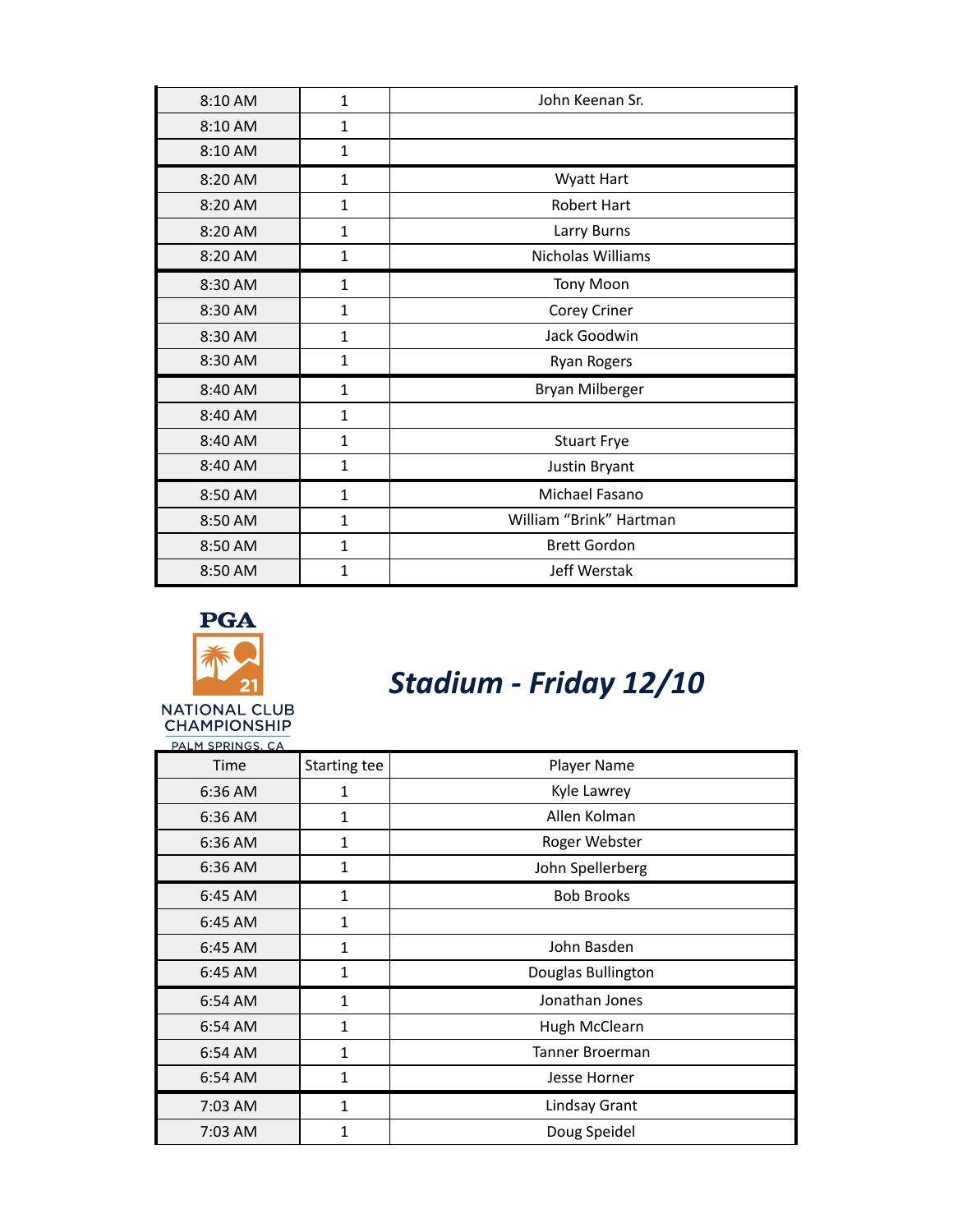| 8:10 AM | 1 | John Keenan Sr. |
| --- | --- | --- |
| 8:10 AM | 1 | |
| 8:10 AM | 1 | |
| 8:20 AM | 1 | Wyatt Hart |
| 8:20 AM | 1 | Robert Hart |
| 8:20 AM | 1 | Larry Burns |
| 8:20 AM | 1 | Nicholas Williams |
| 8:30 AM | 1 | Tony Moon |
| 8:30 AM | 1 | Corey Criner |
| 8:30 AM | 1 | Jack Goodwin |
| 8:30 AM | 1 | Ryan Rogers |
| 8:40 AM | 1 | Bryan Milberger |
| 8:40 AM | 1 | |
| 8:40 AM | 1 | Stuart Frye |
| 8:40 AM | 1 | Justin Bryant |
| 8:50 AM | 1 | Michael Fasano |
| 8:50 AM | 1 | William “Brink” Hartman |
| 8:50 AM | 1 | Brett Gordon |
| 8:50 AM | 1 | Jeff Werstak |

PGA 21 NATIONAL CLUB CHAMPIONSHIP
PALM SPRINGS, CA

## *Stadium - Friday 12/10*

| Time | Starting tee | Player Name |
| --- | --- | --- |
| 6:36 AM | 1 | Kyle Lawrey |
| 6:36 AM | 1 | Allen Kolman |
| 6:36 AM | 1 | Roger Webster |
| 6:36 AM | 1 | John Spellerberg |
| 6:45 AM | 1 | Bob Brooks |
| 6:45 AM | 1 | |
| 6:45 AM | 1 | John Basden |
| 6:45 AM | 1 | Douglas Bullington |
| 6:54 AM | 1 | Jonathan Jones |
| 6:54 AM | 1 | Hugh McClearn |
| 6:54 AM | 1 | Tanner Broerman |
| 6:54 AM | 1 | Jesse Horner |
| 7:03 AM | 1 | Lindsay Grant |
| 7:03 AM | 1 | Doug Speidel |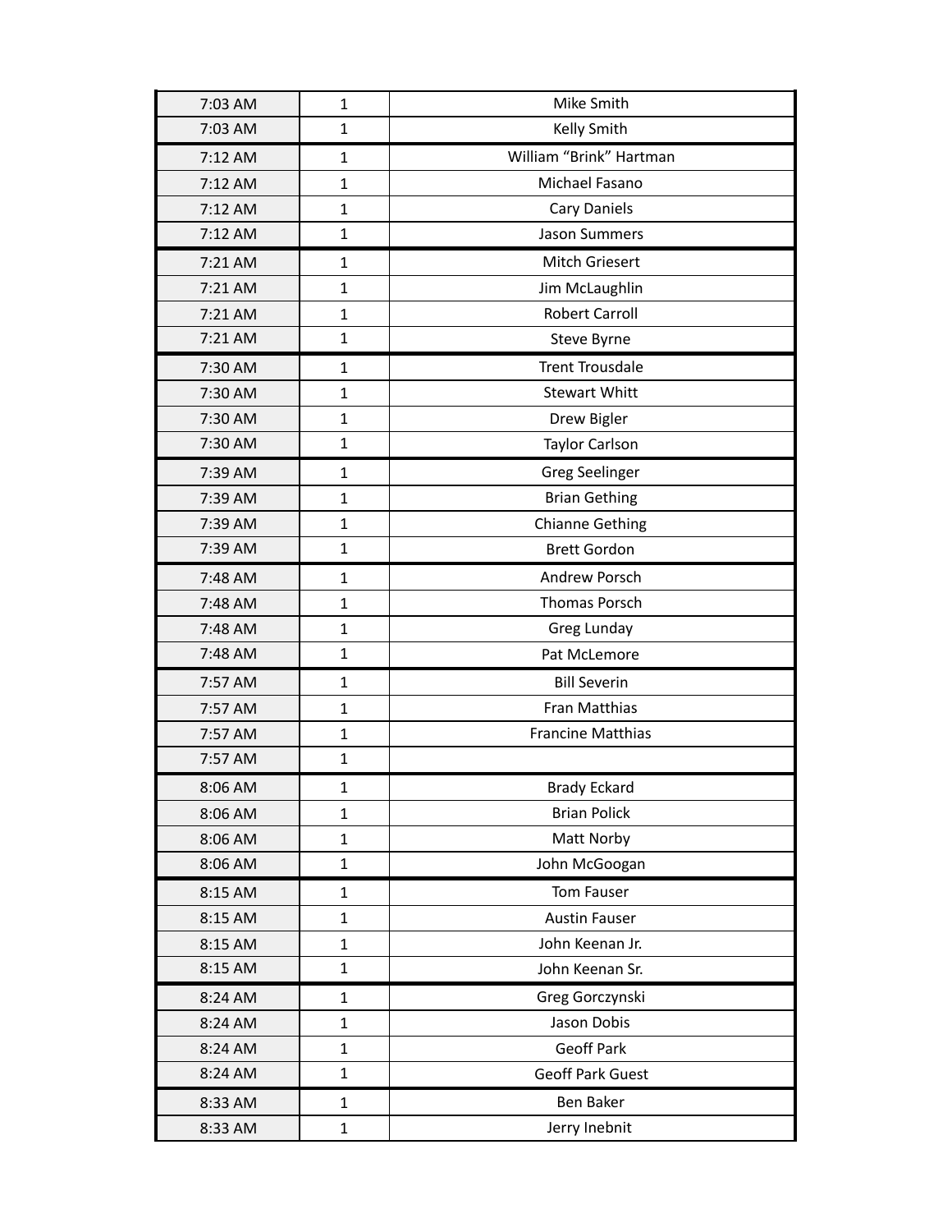| | | |
|---|---|---|
| 7:03 AM | 1 | Mike Smith |
| 7:03 AM | 1 | Kelly Smith |
| 7:12 AM | 1 | William “Brink” Hartman |
| 7:12 AM | 1 | Michael Fasano |
| 7:12 AM | 1 | Cary Daniels |
| 7:12 AM | 1 | Jason Summers |
| 7:21 AM | 1 | Mitch Griesert |
| 7:21 AM | 1 | Jim McLaughlin |
| 7:21 AM | 1 | Robert Carroll |
| 7:21 AM | 1 | Steve Byrne |
| 7:30 AM | 1 | Trent Trousdale |
| 7:30 AM | 1 | Stewart Whitt |
| 7:30 AM | 1 | Drew Bigler |
| 7:30 AM | 1 | Taylor Carlson |
| 7:39 AM | 1 | Greg Seelinger |
| 7:39 AM | 1 | Brian Gething |
| 7:39 AM | 1 | Chianne Gething |
| 7:39 AM | 1 | Brett Gordon |
| 7:48 AM | 1 | Andrew Porsch |
| 7:48 AM | 1 | Thomas Porsch |
| 7:48 AM | 1 | Greg Lunday |
| 7:48 AM | 1 | Pat McLemore |
| 7:57 AM | 1 | Bill Severin |
| 7:57 AM | 1 | Fran Matthias |
| 7:57 AM | 1 | Francine Matthias |
| 7:57 AM | 1 | |
| 8:06 AM | 1 | Brady Eckard |
| 8:06 AM | 1 | Brian Polick |
| 8:06 AM | 1 | Matt Norby |
| 8:06 AM | 1 | John McGoogan |
| 8:15 AM | 1 | Tom Fauser |
| 8:15 AM | 1 | Austin Fauser |
| 8:15 AM | 1 | John Keenan Jr. |
| 8:15 AM | 1 | John Keenan Sr. |
| 8:24 AM | 1 | Greg Gorczynski |
| 8:24 AM | 1 | Jason Dobis |
| 8:24 AM | 1 | Geoff Park |
| 8:24 AM | 1 | Geoff Park Guest |
| 8:33 AM | 1 | Ben Baker |
| 8:33 AM | 1 | Jerry Inebnit |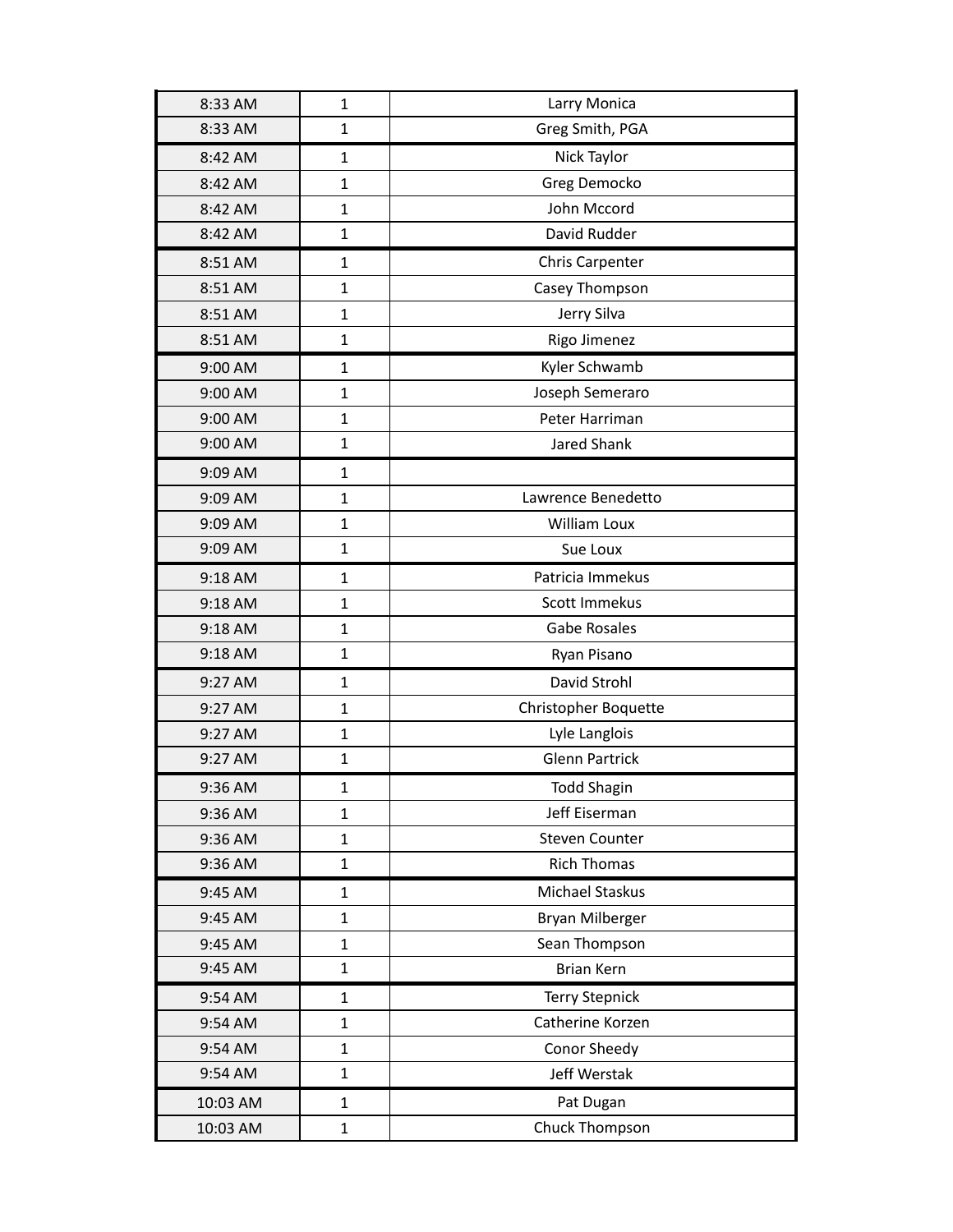| | | |
|---|---|---|
| 8:33 AM | 1 | Larry Monica |
| 8:33 AM | 1 | Greg Smith, PGA |
| 8:42 AM | 1 | Nick Taylor |
| 8:42 AM | 1 | Greg Democko |
| 8:42 AM | 1 | John Mccord |
| 8:42 AM | 1 | David Rudder |
| 8:51 AM | 1 | Chris Carpenter |
| 8:51 AM | 1 | Casey Thompson |
| 8:51 AM | 1 | Jerry Silva |
| 8:51 AM | 1 | Rigo Jimenez |
| 9:00 AM | 1 | Kyler Schwamb |
| 9:00 AM | 1 | Joseph Semeraro |
| 9:00 AM | 1 | Peter Harriman |
| 9:00 AM | 1 | Jared Shank |
| 9:09 AM | 1 | |
| 9:09 AM | 1 | Lawrence Benedetto |
| 9:09 AM | 1 | William Loux |
| 9:09 AM | 1 | Sue Loux |
| 9:18 AM | 1 | Patricia Immekus |
| 9:18 AM | 1 | Scott Immekus |
| 9:18 AM | 1 | Gabe Rosales |
| 9:18 AM | 1 | Ryan Pisano |
| 9:27 AM | 1 | David Strohl |
| 9:27 AM | 1 | Christopher Boquette |
| 9:27 AM | 1 | Lyle Langlois |
| 9:27 AM | 1 | Glenn Partrick |
| 9:36 AM | 1 | Todd Shagin |
| 9:36 AM | 1 | Jeff Eiserman |
| 9:36 AM | 1 | Steven Counter |
| 9:36 AM | 1 | Rich Thomas |
| 9:45 AM | 1 | Michael Staskus |
| 9:45 AM | 1 | Bryan Milberger |
| 9:45 AM | 1 | Sean Thompson |
| 9:45 AM | 1 | Brian Kern |
| 9:54 AM | 1 | Terry Stepnick |
| 9:54 AM | 1 | Catherine Korzen |
| 9:54 AM | 1 | Conor Sheedy |
| 9:54 AM | 1 | Jeff Werstak |
| 10:03 AM | 1 | Pat Dugan |
| 10:03 AM | 1 | Chuck Thompson |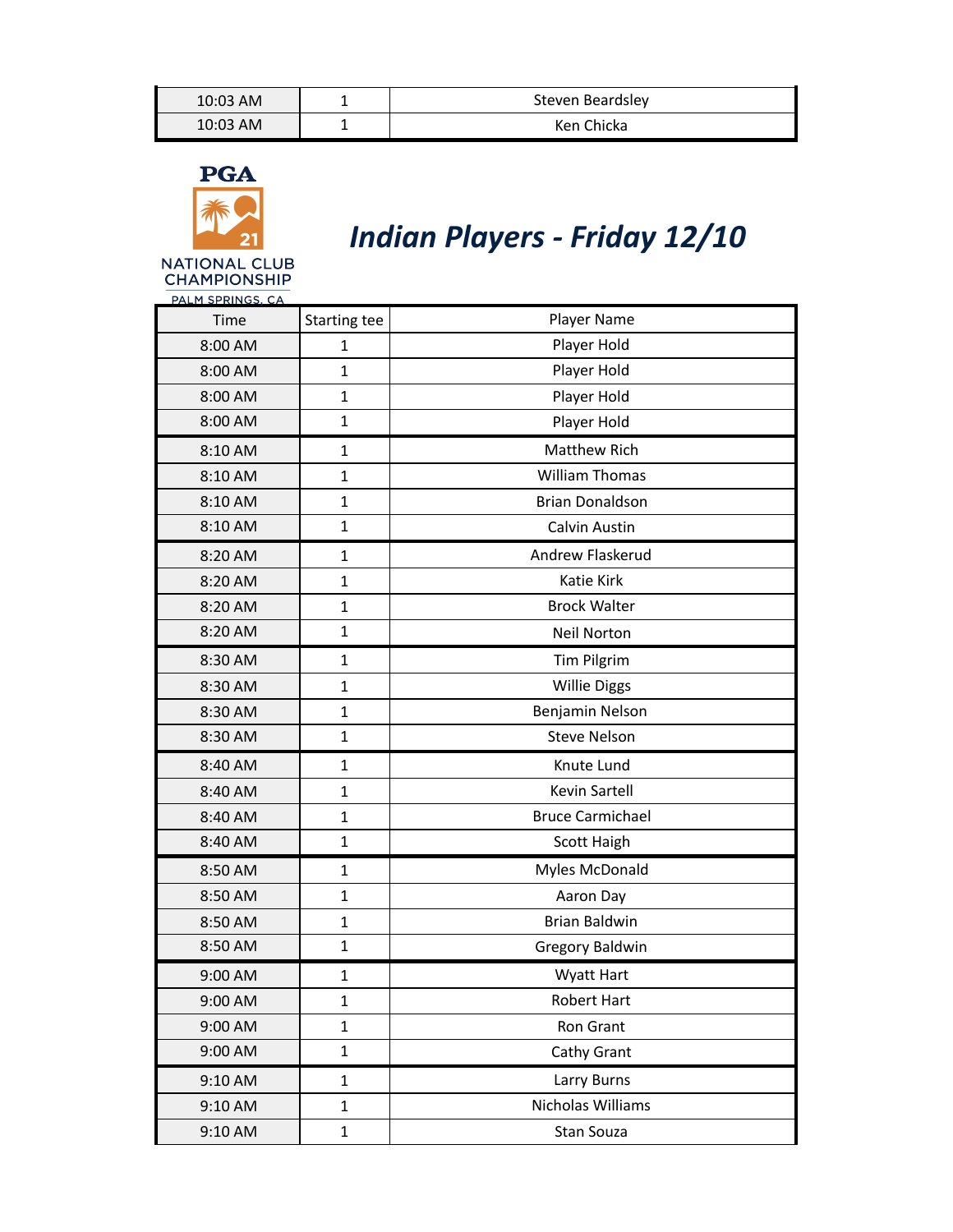| 10:03 AM | 1 | Steven Beardsley |
|---|---|---|
| 10:03 AM | 1 | Ken Chicka |

PGA

21

NATIONAL CLUB CHAMPIONSHIP

PALM SPRINGS, CA

# *Indian Players - Friday 12/10*

| Time | Starting tee | Player Name |
|---|---|---|
| 8:00 AM | 1 | Player Hold |
| 8:00 AM | 1 | Player Hold |
| 8:00 AM | 1 | Player Hold |
| 8:00 AM | 1 | Player Hold |
| 8:10 AM | 1 | Matthew Rich |
| 8:10 AM | 1 | William Thomas |
| 8:10 AM | 1 | Brian Donaldson |
| 8:10 AM | 1 | Calvin Austin |
| 8:20 AM | 1 | Andrew Flaskerud |
| 8:20 AM | 1 | Katie Kirk |
| 8:20 AM | 1 | Brock Walter |
| 8:20 AM | 1 | Neil Norton |
| 8:30 AM | 1 | Tim Pilgrim |
| 8:30 AM | 1 | Willie Diggs |
| 8:30 AM | 1 | Benjamin Nelson |
| 8:30 AM | 1 | Steve Nelson |
| 8:40 AM | 1 | Knute Lund |
| 8:40 AM | 1 | Kevin Sartell |
| 8:40 AM | 1 | Bruce Carmichael |
| 8:40 AM | 1 | Scott Haigh |
| 8:50 AM | 1 | Myles McDonald |
| 8:50 AM | 1 | Aaron Day |
| 8:50 AM | 1 | Brian Baldwin |
| 8:50 AM | 1 | Gregory Baldwin |
| 9:00 AM | 1 | Wyatt Hart |
| 9:00 AM | 1 | Robert Hart |
| 9:00 AM | 1 | Ron Grant |
| 9:00 AM | 1 | Cathy Grant |
| 9:10 AM | 1 | Larry Burns |
| 9:10 AM | 1 | Nicholas Williams |
| 9:10 AM | 1 | Stan Souza |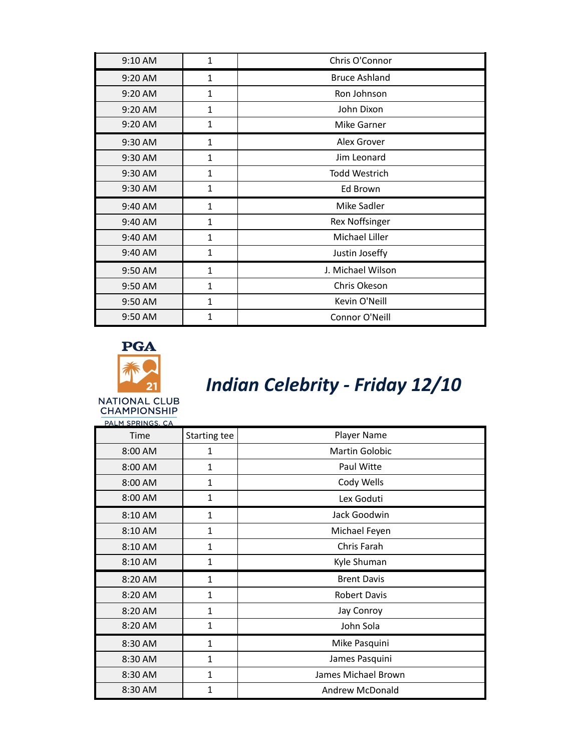| | | |
|---|---|---|
| 9:10 AM | 1 | Chris O'Connor |
| 9:20 AM | 1 | Bruce Ashland |
| 9:20 AM | 1 | Ron Johnson |
| 9:20 AM | 1 | John Dixon |
| 9:20 AM | 1 | Mike Garner |
| 9:30 AM | 1 | Alex Grover |
| 9:30 AM | 1 | Jim Leonard |
| 9:30 AM | 1 | Todd Westrich |
| 9:30 AM | 1 | Ed Brown |
| 9:40 AM | 1 | Mike Sadler |
| 9:40 AM | 1 | Rex Noffsinger |
| 9:40 AM | 1 | Michael Liller |
| 9:40 AM | 1 | Justin Joseffy |
| 9:50 AM | 1 | J. Michael Wilson |
| 9:50 AM | 1 | Chris Okeson |
| 9:50 AM | 1 | Kevin O'Neill |
| 9:50 AM | 1 | Connor O'Neill |

PGA 21 NATIONAL CLUB CHAMPIONSHIP PALM SPRINGS, CA

# *Indian Celebrity - Friday 12/10*

| Time | Starting tee | Player Name |
|---|---|---|
| 8:00 AM | 1 | Martin Golobic |
| 8:00 AM | 1 | Paul Witte |
| 8:00 AM | 1 | Cody Wells |
| 8:00 AM | 1 | Lex Goduti |
| 8:10 AM | 1 | Jack Goodwin |
| 8:10 AM | 1 | Michael Feyen |
| 8:10 AM | 1 | Chris Farah |
| 8:10 AM | 1 | Kyle Shuman |
| 8:20 AM | 1 | Brent Davis |
| 8:20 AM | 1 | Robert Davis |
| 8:20 AM | 1 | Jay Conroy |
| 8:20 AM | 1 | John Sola |
| 8:30 AM | 1 | Mike Pasquini |
| 8:30 AM | 1 | James Pasquini |
| 8:30 AM | 1 | James Michael Brown |
| 8:30 AM | 1 | Andrew McDonald |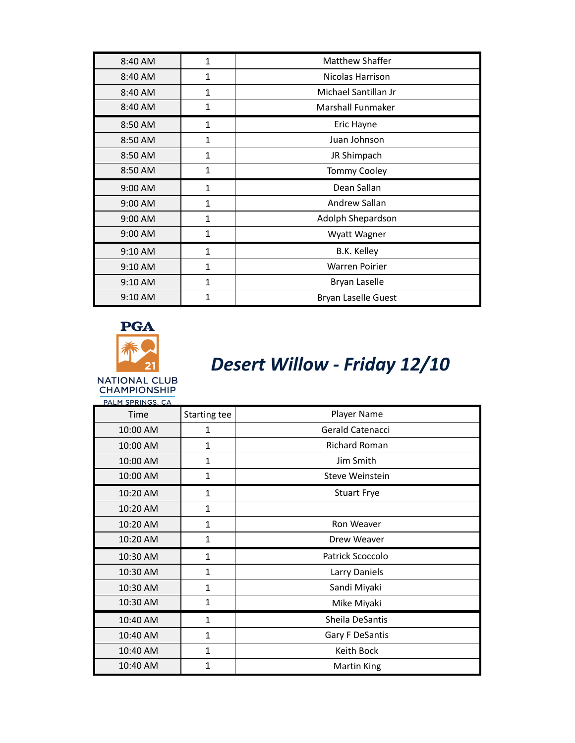| | | |
|---|---|---|
| 8:40 AM | 1 | Matthew Shaffer |
| 8:40 AM | 1 | Nicolas Harrison |
| 8:40 AM | 1 | Michael Santillan Jr |
| 8:40 AM | 1 | Marshall Funmaker |
| 8:50 AM | 1 | Eric Hayne |
| 8:50 AM | 1 | Juan Johnson |
| 8:50 AM | 1 | JR Shimpach |
| 8:50 AM | 1 | Tommy Cooley |
| 9:00 AM | 1 | Dean Sallan |
| 9:00 AM | 1 | Andrew Sallan |
| 9:00 AM | 1 | Adolph Shepardson |
| 9:00 AM | 1 | Wyatt Wagner |
| 9:10 AM | 1 | B.K. Kelley |
| 9:10 AM | 1 | Warren Poirier |
| 9:10 AM | 1 | Bryan Laselle |
| 9:10 AM | 1 | Bryan Laselle Guest |

PGA
21
NATIONAL CLUB CHAMPIONSHIP
PALM SPRINGS, CA

# *Desert Willow - Friday 12/10*

| Time | Starting tee | Player Name |
|---|---|---|
| 10:00 AM | 1 | Gerald Catenacci |
| 10:00 AM | 1 | Richard Roman |
| 10:00 AM | 1 | Jim Smith |
| 10:00 AM | 1 | Steve Weinstein |
| 10:20 AM | 1 | Stuart Frye |
| 10:20 AM | 1 | |
| 10:20 AM | 1 | Ron Weaver |
| 10:20 AM | 1 | Drew Weaver |
| 10:30 AM | 1 | Patrick Scoccolo |
| 10:30 AM | 1 | Larry Daniels |
| 10:30 AM | 1 | Sandi Miyaki |
| 10:30 AM | 1 | Mike Miyaki |
| 10:40 AM | 1 | Sheila DeSantis |
| 10:40 AM | 1 | Gary F DeSantis |
| 10:40 AM | 1 | Keith Bock |
| 10:40 AM | 1 | Martin King |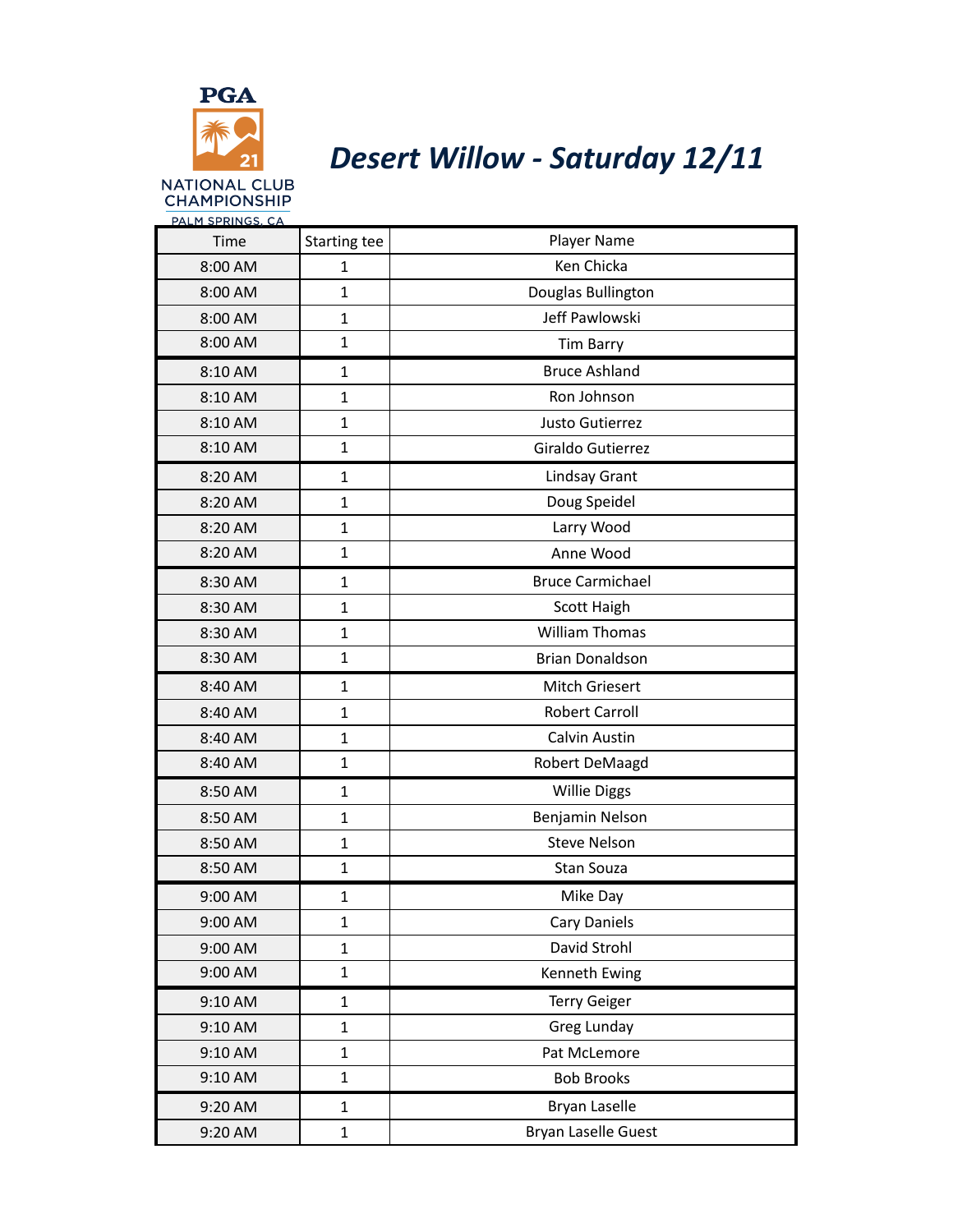PGA

21

NATIONAL CLUB CHAMPIONSHIP

PALM SPRINGS, CA

# *Desert Willow - Saturday 12/11*

| Time | Starting tee | Player Name |
|---|---|---|
| 8:00 AM | 1 | Ken Chicka |
| 8:00 AM | 1 | Douglas Bullington |
| 8:00 AM | 1 | Jeff Pawlowski |
| 8:00 AM | 1 | Tim Barry |
| 8:10 AM | 1 | Bruce Ashland |
| 8:10 AM | 1 | Ron Johnson |
| 8:10 AM | 1 | Justo Gutierrez |
| 8:10 AM | 1 | Giraldo Gutierrez |
| 8:20 AM | 1 | Lindsay Grant |
| 8:20 AM | 1 | Doug Speidel |
| 8:20 AM | 1 | Larry Wood |
| 8:20 AM | 1 | Anne Wood |
| 8:30 AM | 1 | Bruce Carmichael |
| 8:30 AM | 1 | Scott Haigh |
| 8:30 AM | 1 | William Thomas |
| 8:30 AM | 1 | Brian Donaldson |
| 8:40 AM | 1 | Mitch Griesert |
| 8:40 AM | 1 | Robert Carroll |
| 8:40 AM | 1 | Calvin Austin |
| 8:40 AM | 1 | Robert DeMaagd |
| 8:50 AM | 1 | Willie Diggs |
| 8:50 AM | 1 | Benjamin Nelson |
| 8:50 AM | 1 | Steve Nelson |
| 8:50 AM | 1 | Stan Souza |
| 9:00 AM | 1 | Mike Day |
| 9:00 AM | 1 | Cary Daniels |
| 9:00 AM | 1 | David Strohl |
| 9:00 AM | 1 | Kenneth Ewing |
| 9:10 AM | 1 | Terry Geiger |
| 9:10 AM | 1 | Greg Lunday |
| 9:10 AM | 1 | Pat McLemore |
| 9:10 AM | 1 | Bob Brooks |
| 9:20 AM | 1 | Bryan Laselle |
| 9:20 AM | 1 | Bryan Laselle Guest |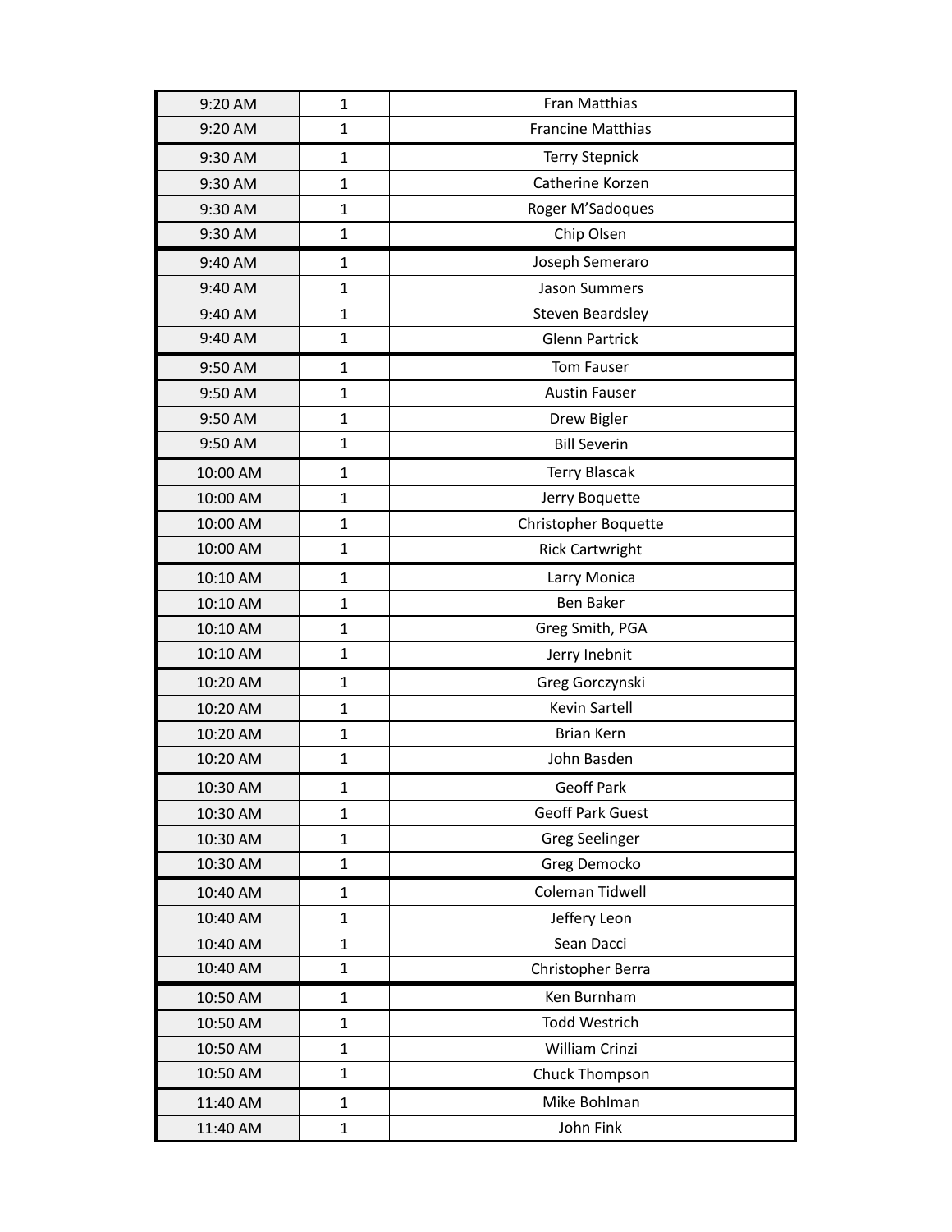| 9:20 AM | 1 | Fran Matthias |
|---|---|---|
| 9:20 AM | 1 | Francine Matthias |
| 9:30 AM | 1 | Terry Stepnick |
| 9:30 AM | 1 | Catherine Korzen |
| 9:30 AM | 1 | Roger M'Sadoques |
| 9:30 AM | 1 | Chip Olsen |
| 9:40 AM | 1 | Joseph Semeraro |
| 9:40 AM | 1 | Jason Summers |
| 9:40 AM | 1 | Steven Beardsley |
| 9:40 AM | 1 | Glenn Partrick |
| 9:50 AM | 1 | Tom Fauser |
| 9:50 AM | 1 | Austin Fauser |
| 9:50 AM | 1 | Drew Bigler |
| 9:50 AM | 1 | Bill Severin |
| 10:00 AM | 1 | Terry Blascak |
| 10:00 AM | 1 | Jerry Boquette |
| 10:00 AM | 1 | Christopher Boquette |
| 10:00 AM | 1 | Rick Cartwright |
| 10:10 AM | 1 | Larry Monica |
| 10:10 AM | 1 | Ben Baker |
| 10:10 AM | 1 | Greg Smith, PGA |
| 10:10 AM | 1 | Jerry Inebnit |
| 10:20 AM | 1 | Greg Gorczynski |
| 10:20 AM | 1 | Kevin Sartell |
| 10:20 AM | 1 | Brian Kern |
| 10:20 AM | 1 | John Basden |
| 10:30 AM | 1 | Geoff Park |
| 10:30 AM | 1 | Geoff Park Guest |
| 10:30 AM | 1 | Greg Seelinger |
| 10:30 AM | 1 | Greg Democko |
| 10:40 AM | 1 | Coleman Tidwell |
| 10:40 AM | 1 | Jeffery Leon |
| 10:40 AM | 1 | Sean Dacci |
| 10:40 AM | 1 | Christopher Berra |
| 10:50 AM | 1 | Ken Burnham |
| 10:50 AM | 1 | Todd Westrich |
| 10:50 AM | 1 | William Crinzi |
| 10:50 AM | 1 | Chuck Thompson |
| 11:40 AM | 1 | Mike Bohlman |
| 11:40 AM | 1 | John Fink |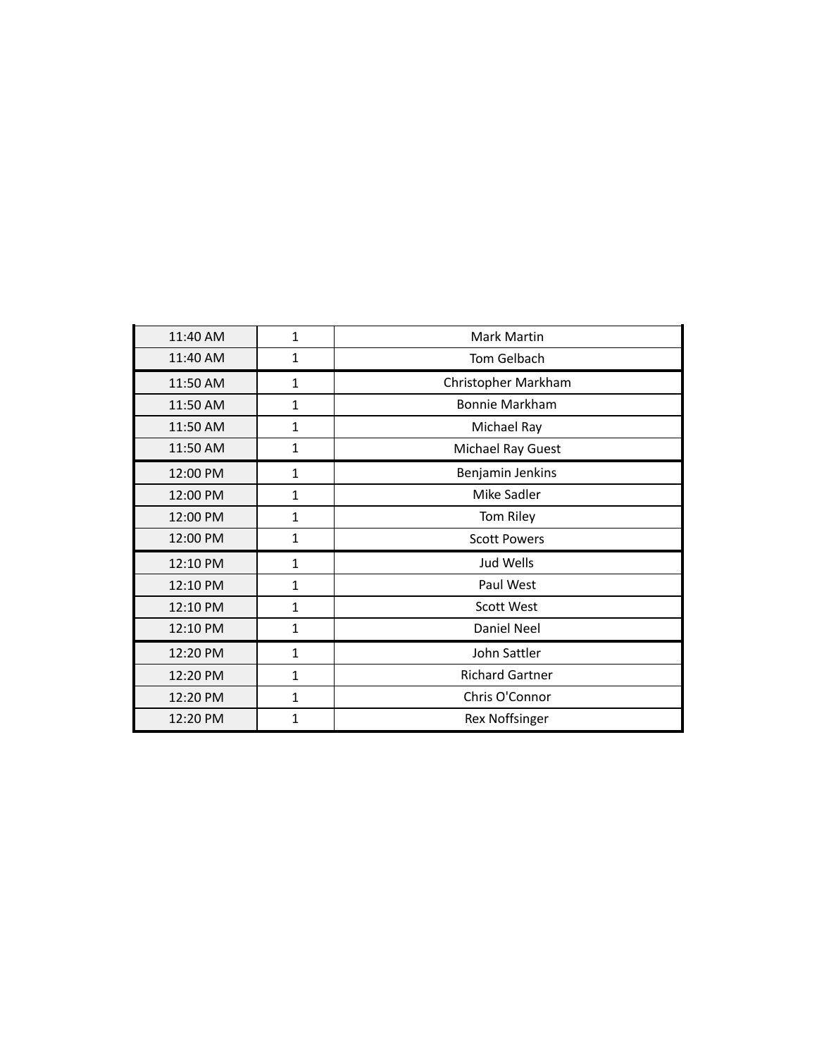| | | |
|---|---|---|
| 11:40 AM | 1 | Mark Martin |
| 11:40 AM | 1 | Tom Gelbach |
| 11:50 AM | 1 | Christopher Markham |
| 11:50 AM | 1 | Bonnie Markham |
| 11:50 AM | 1 | Michael Ray |
| 11:50 AM | 1 | Michael Ray Guest |
| 12:00 PM | 1 | Benjamin Jenkins |
| 12:00 PM | 1 | Mike Sadler |
| 12:00 PM | 1 | Tom Riley |
| 12:00 PM | 1 | Scott Powers |
| 12:10 PM | 1 | Jud Wells |
| 12:10 PM | 1 | Paul West |
| 12:10 PM | 1 | Scott West |
| 12:10 PM | 1 | Daniel Neel |
| 12:20 PM | 1 | John Sattler |
| 12:20 PM | 1 | Richard Gartner |
| 12:20 PM | 1 | Chris O'Connor |
| 12:20 PM | 1 | Rex Noffsinger |